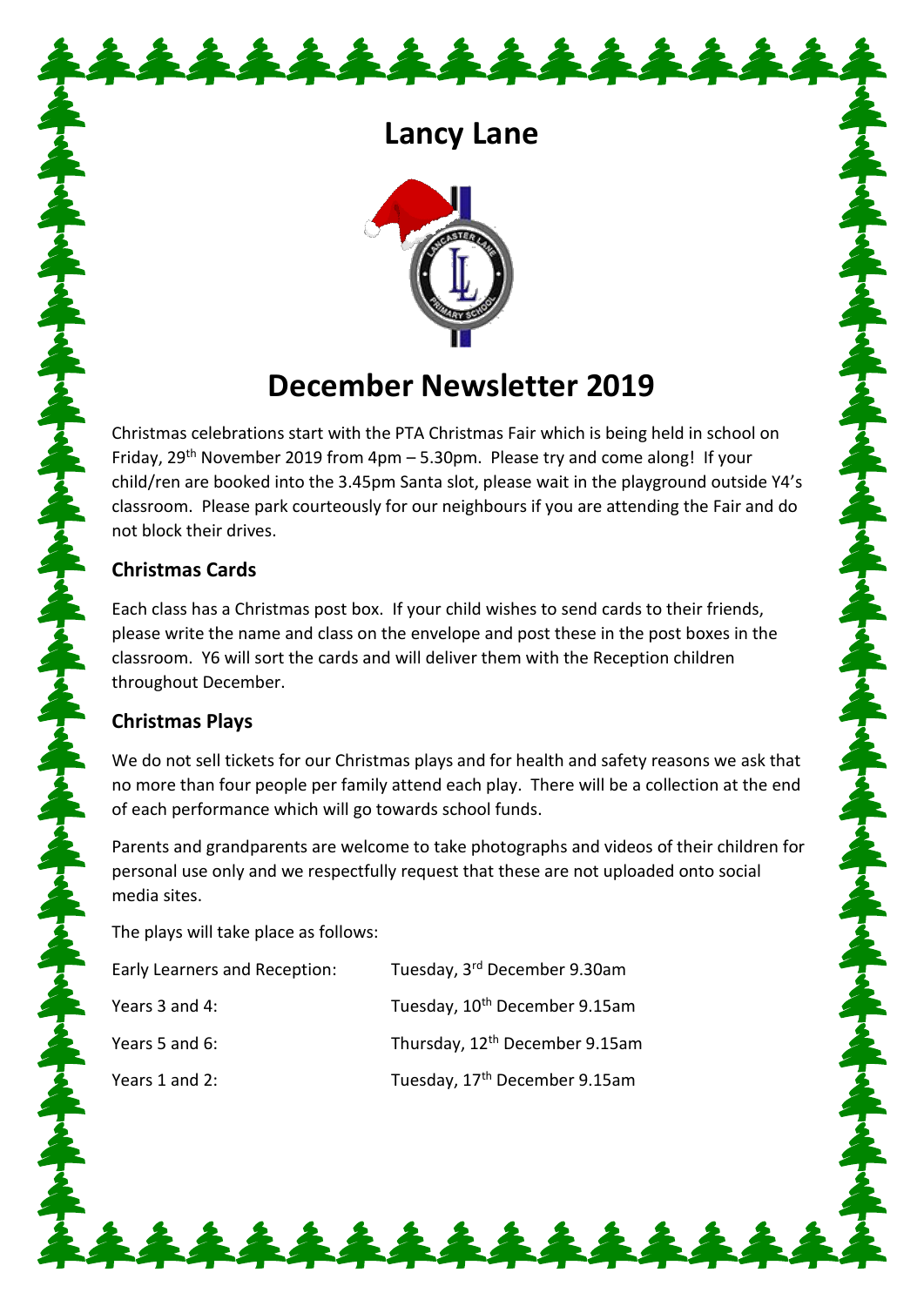# Lancy Lane

# December Newsletter 2019

Christmas celebrations start with the PTA Christmas Fair which is being held in school on Friday, 29th November 2019 from 4pm – 5.30pm. Please try and come along! If your child/ren are booked into the 3.45pm Santa slot, please wait in the playground outside Y4's classroom. Please park courteously for our neighbours if you are attending the Fair and do not block their drives.

## Christmas Cards

Each class has a Christmas post box. If your child wishes to send cards to their friends, please write the name and class on the envelope and post these in the post boxes in the classroom. Y6 will sort the cards and will deliver them with the Reception children throughout December.

## Christmas Plays

We do not sell tickets for our Christmas plays and for health and safety reasons we ask that no more than four people per family attend each play. There will be a collection at the end of each performance which will go towards school funds.

Parents and grandparents are welcome to take photographs and videos of their children for personal use only and we respectfully request that these are not uploaded onto social media sites.

The plays will take place as follows:

| | |
|---|---|
| Early Learners and Reception: | Tuesday, 3rd December 9.30am |
| Years 3 and 4: | Tuesday, 10th December 9.15am |
| Years 5 and 6: | Thursday, 12th December 9.15am |
| Years 1 and 2: | Tuesday, 17th December 9.15am |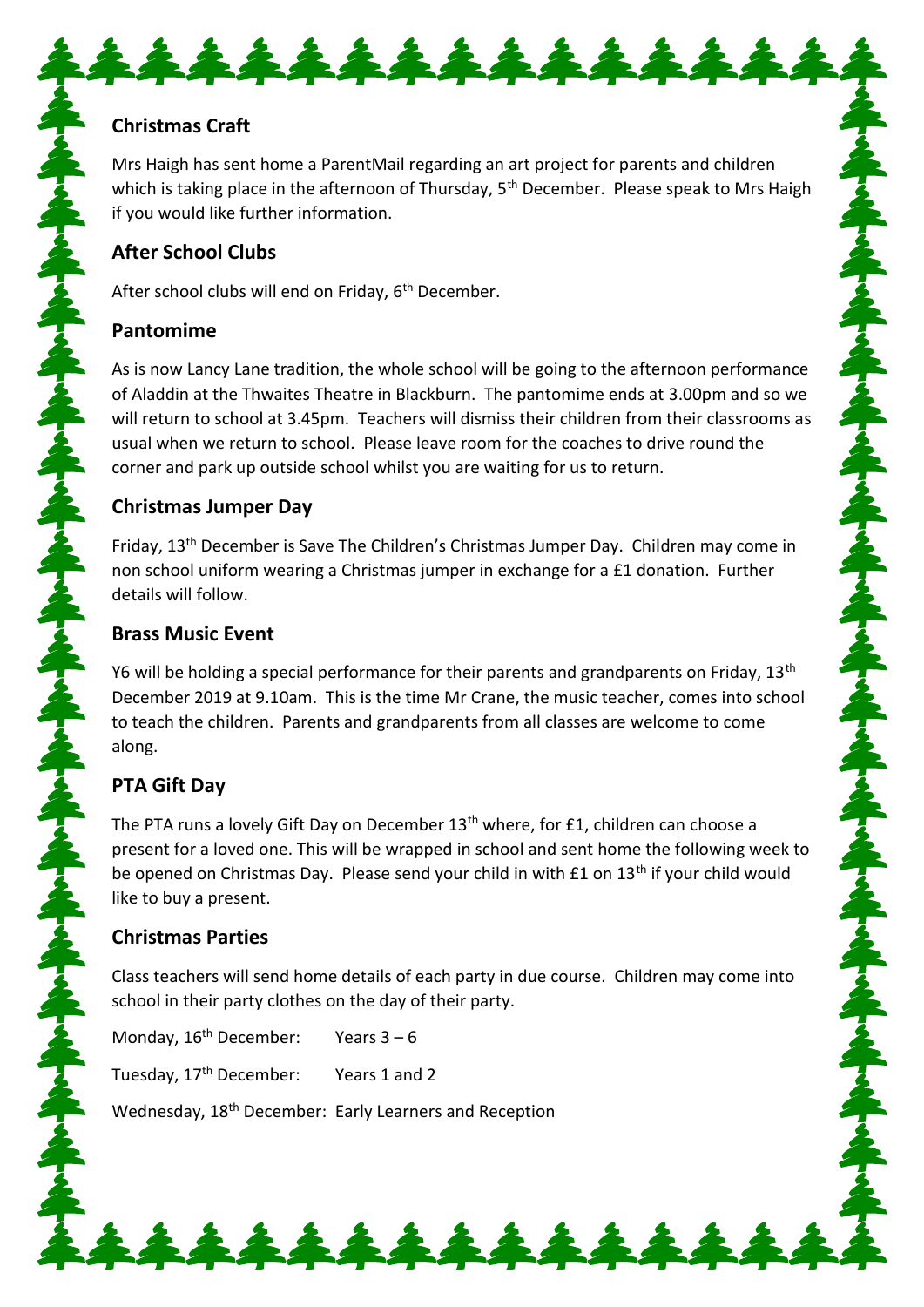## Christmas Craft

Mrs Haigh has sent home a ParentMail regarding an art project for parents and children which is taking place in the afternoon of Thursday, 5th December. Please speak to Mrs Haigh if you would like further information.

## After School Clubs

After school clubs will end on Friday, 6th December.

## Pantomime

As is now Lancy Lane tradition, the whole school will be going to the afternoon performance of Aladdin at the Thwaites Theatre in Blackburn. The pantomime ends at 3.00pm and so we will return to school at 3.45pm. Teachers will dismiss their children from their classrooms as usual when we return to school. Please leave room for the coaches to drive round the corner and park up outside school whilst you are waiting for us to return.

## Christmas Jumper Day

Friday, 13th December is Save The Children's Christmas Jumper Day. Children may come in non school uniform wearing a Christmas jumper in exchange for a £1 donation. Further details will follow.

## Brass Music Event

Y6 will be holding a special performance for their parents and grandparents on Friday, 13th December 2019 at 9.10am. This is the time Mr Crane, the music teacher, comes into school to teach the children. Parents and grandparents from all classes are welcome to come along.

## PTA Gift Day

The PTA runs a lovely Gift Day on December 13th where, for £1, children can choose a present for a loved one. This will be wrapped in school and sent home the following week to be opened on Christmas Day. Please send your child in with £1 on 13th if your child would like to buy a present.

## Christmas Parties

Class teachers will send home details of each party in due course. Children may come into school in their party clothes on the day of their party.

Monday, 16th December: Years 3 – 6

Tuesday, 17th December: Years 1 and 2

Wednesday, 18th December: Early Learners and Reception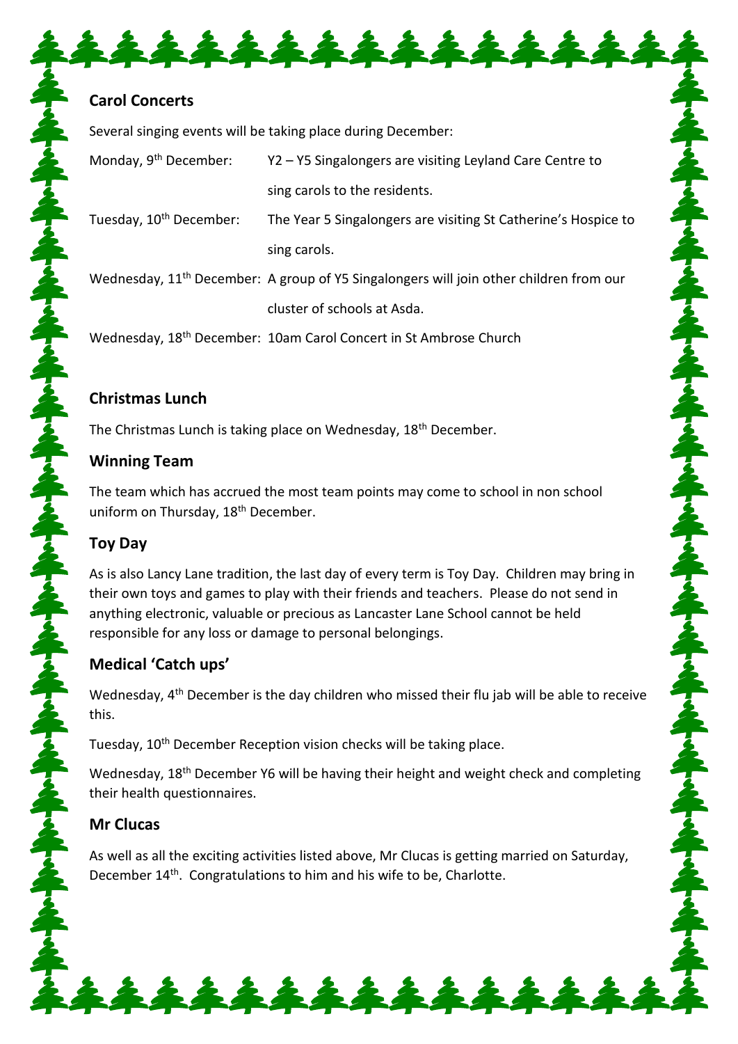## Carol Concerts

Several singing events will be taking place during December:

| | |
|---|---|
| Monday, 9th December: | Y2 – Y5 Singalongers are visiting Leyland Care Centre to sing carols to the residents. |
| Tuesday, 10th December: | The Year 5 Singalongers are visiting St Catherine's Hospice to sing carols. |
| Wednesday, 11th December: | A group of Y5 Singalongers will join other children from our cluster of schools at Asda. |
| Wednesday, 18th December: | 10am Carol Concert in St Ambrose Church |

## Christmas Lunch

The Christmas Lunch is taking place on Wednesday, 18th December.

## Winning Team

The team which has accrued the most team points may come to school in non school uniform on Thursday, 18th December.

## Toy Day

As is also Lancy Lane tradition, the last day of every term is Toy Day. Children may bring in their own toys and games to play with their friends and teachers. Please do not send in anything electronic, valuable or precious as Lancaster Lane School cannot be held responsible for any loss or damage to personal belongings.

## Medical 'Catch ups'

Wednesday, 4th December is the day children who missed their flu jab will be able to receive this.

Tuesday, 10th December Reception vision checks will be taking place.

Wednesday, 18th December Y6 will be having their height and weight check and completing their health questionnaires.

## Mr Clucas

As well as all the exciting activities listed above, Mr Clucas is getting married on Saturday, December 14th. Congratulations to him and his wife to be, Charlotte.